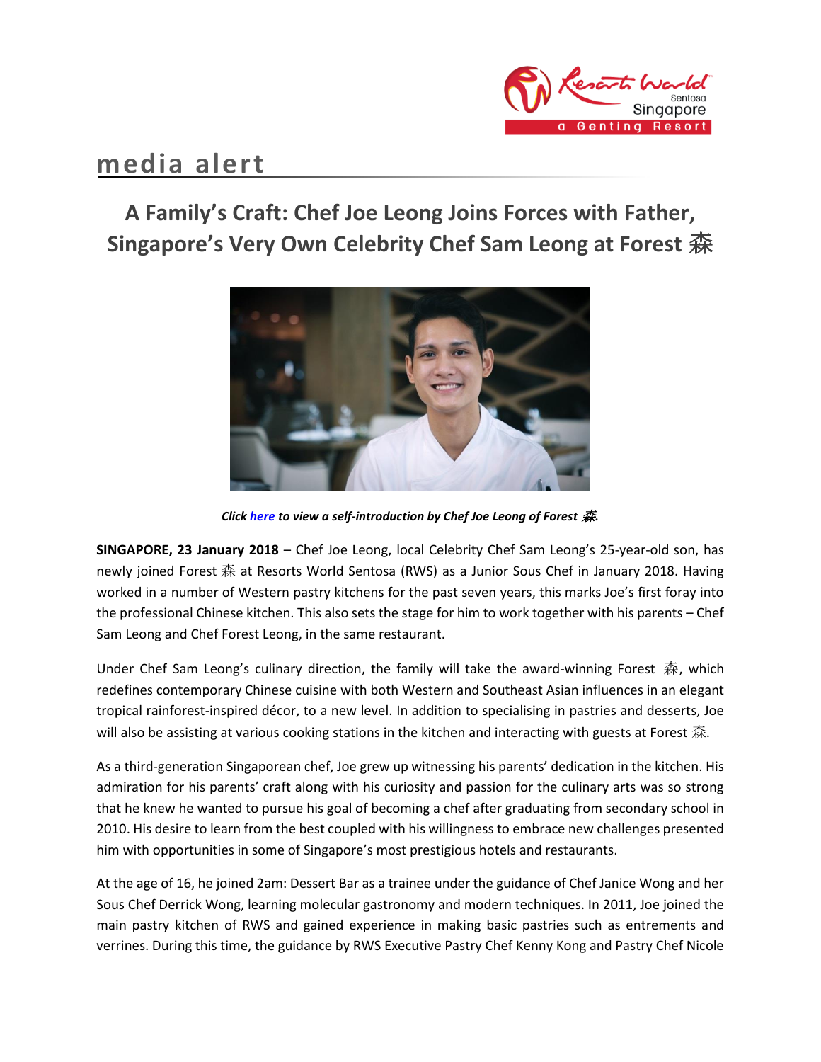# media alert

## A Family's Craft: Chef Joe Leong Joins Forces with Father, Singapore's Very Own Celebrity Chef Sam Leong at Forest 森

***Click here to view a self-introduction by Chef Joe Leong of Forest 森.***

**SINGAPORE, 23 January 2018** – Chef Joe Leong, local Celebrity Chef Sam Leong's 25-year-old son, has newly joined Forest 森 at Resorts World Sentosa (RWS) as a Junior Sous Chef in January 2018. Having worked in a number of Western pastry kitchens for the past seven years, this marks Joe's first foray into the professional Chinese kitchen. This also sets the stage for him to work together with his parents – Chef Sam Leong and Chef Forest Leong, in the same restaurant.

Under Chef Sam Leong's culinary direction, the family will take the award-winning Forest 森, which redefines contemporary Chinese cuisine with both Western and Southeast Asian influences in an elegant tropical rainforest-inspired décor, to a new level. In addition to specialising in pastries and desserts, Joe will also be assisting at various cooking stations in the kitchen and interacting with guests at Forest 森.

As a third-generation Singaporean chef, Joe grew up witnessing his parents' dedication in the kitchen. His admiration for his parents' craft along with his curiosity and passion for the culinary arts was so strong that he knew he wanted to pursue his goal of becoming a chef after graduating from secondary school in 2010. His desire to learn from the best coupled with his willingness to embrace new challenges presented him with opportunities in some of Singapore's most prestigious hotels and restaurants.

At the age of 16, he joined 2am: Dessert Bar as a trainee under the guidance of Chef Janice Wong and her Sous Chef Derrick Wong, learning molecular gastronomy and modern techniques. In 2011, Joe joined the main pastry kitchen of RWS and gained experience in making basic pastries such as entrements and verrines. During this time, the guidance by RWS Executive Pastry Chef Kenny Kong and Pastry Chef Nicole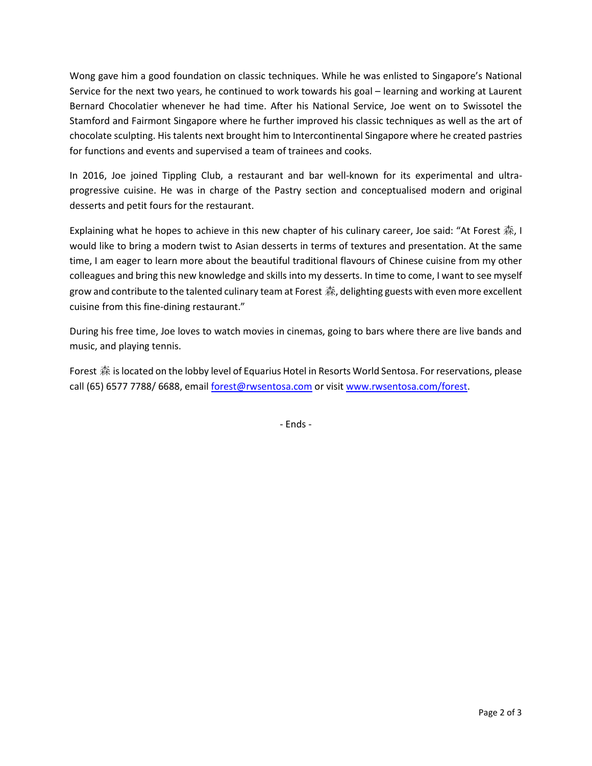Wong gave him a good foundation on classic techniques. While he was enlisted to Singapore's National Service for the next two years, he continued to work towards his goal – learning and working at Laurent Bernard Chocolatier whenever he had time. After his National Service, Joe went on to Swissotel the Stamford and Fairmont Singapore where he further improved his classic techniques as well as the art of chocolate sculpting. His talents next brought him to Intercontinental Singapore where he created pastries for functions and events and supervised a team of trainees and cooks.

In 2016, Joe joined Tippling Club, a restaurant and bar well-known for its experimental and ultra-progressive cuisine. He was in charge of the Pastry section and conceptualised modern and original desserts and petit fours for the restaurant.

Explaining what he hopes to achieve in this new chapter of his culinary career, Joe said: "At Forest 森, I would like to bring a modern twist to Asian desserts in terms of textures and presentation. At the same time, I am eager to learn more about the beautiful traditional flavours of Chinese cuisine from my other colleagues and bring this new knowledge and skills into my desserts. In time to come, I want to see myself grow and contribute to the talented culinary team at Forest 森, delighting guests with even more excellent cuisine from this fine-dining restaurant."

During his free time, Joe loves to watch movies in cinemas, going to bars where there are live bands and music, and playing tennis.

Forest 森 is located on the lobby level of Equarius Hotel in Resorts World Sentosa. For reservations, please call (65) 6577 7788/ 6688, email forest@rwsentosa.com or visit www.rwsentosa.com/forest.

- Ends -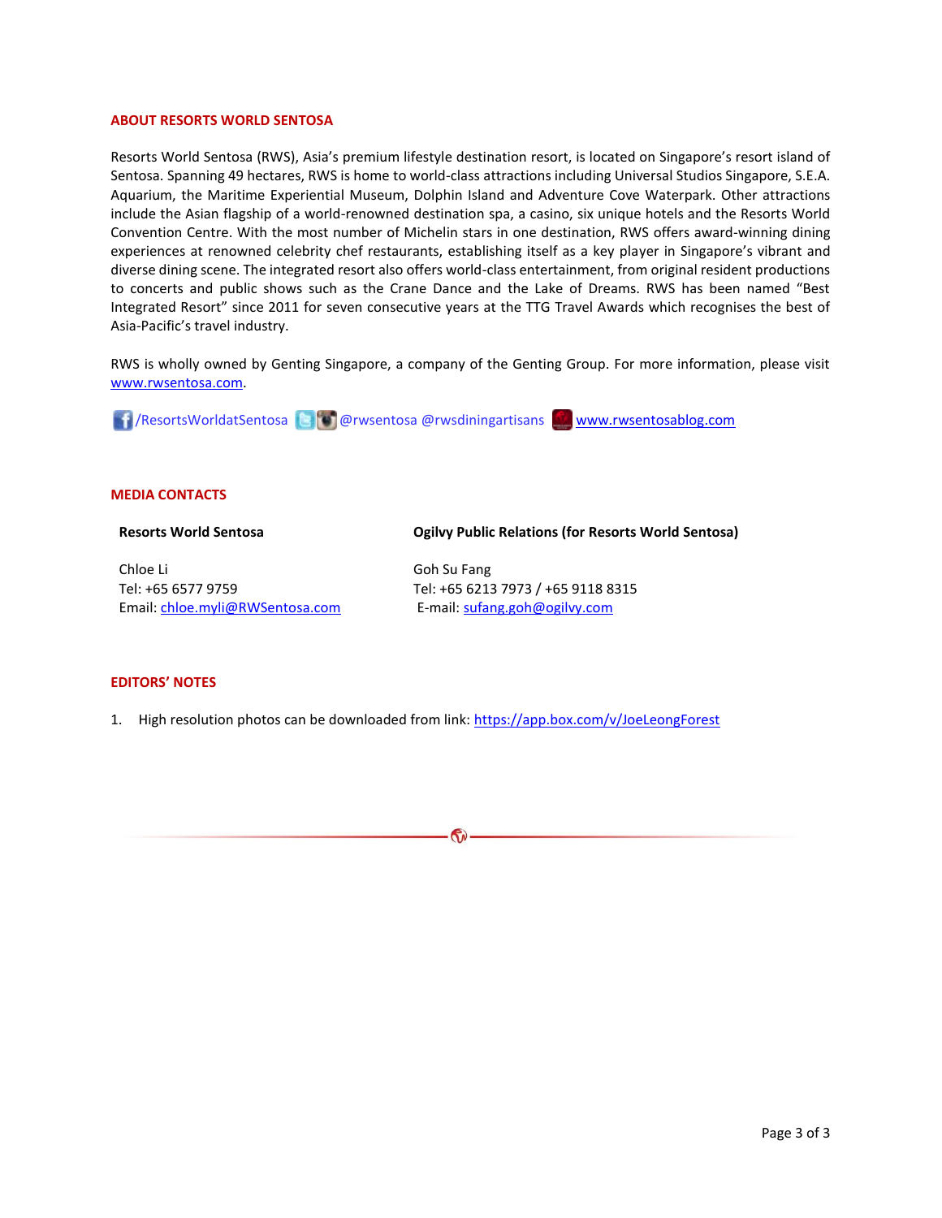## ABOUT RESORTS WORLD SENTOSA

Resorts World Sentosa (RWS), Asia's premium lifestyle destination resort, is located on Singapore's resort island of Sentosa. Spanning 49 hectares, RWS is home to world-class attractions including Universal Studios Singapore, S.E.A. Aquarium, the Maritime Experiential Museum, Dolphin Island and Adventure Cove Waterpark. Other attractions include the Asian flagship of a world-renowned destination spa, a casino, six unique hotels and the Resorts World Convention Centre. With the most number of Michelin stars in one destination, RWS offers award-winning dining experiences at renowned celebrity chef restaurants, establishing itself as a key player in Singapore's vibrant and diverse dining scene. The integrated resort also offers world-class entertainment, from original resident productions to concerts and public shows such as the Crane Dance and the Lake of Dreams. RWS has been named "Best Integrated Resort" since 2011 for seven consecutive years at the TTG Travel Awards which recognises the best of Asia-Pacific's travel industry.

RWS is wholly owned by Genting Singapore, a company of the Genting Group. For more information, please visit www.rwsentosa.com.

/ResortsWorldatSentosa @rwsentosa @rwsdiningartisans www.rwsentosablog.com

## MEDIA CONTACTS

**Resorts World Sentosa**

Chloe Li
Tel: +65 6577 9759
Email: chloe.myli@RWSentosa.com

**Ogilvy Public Relations (for Resorts World Sentosa)**

Goh Su Fang
Tel: +65 6213 7973 / +65 9118 8315
E-mail: sufang.goh@ogilvy.com

## EDITORS' NOTES

1. High resolution photos can be downloaded from link: https://app.box.com/v/JoeLeongForest